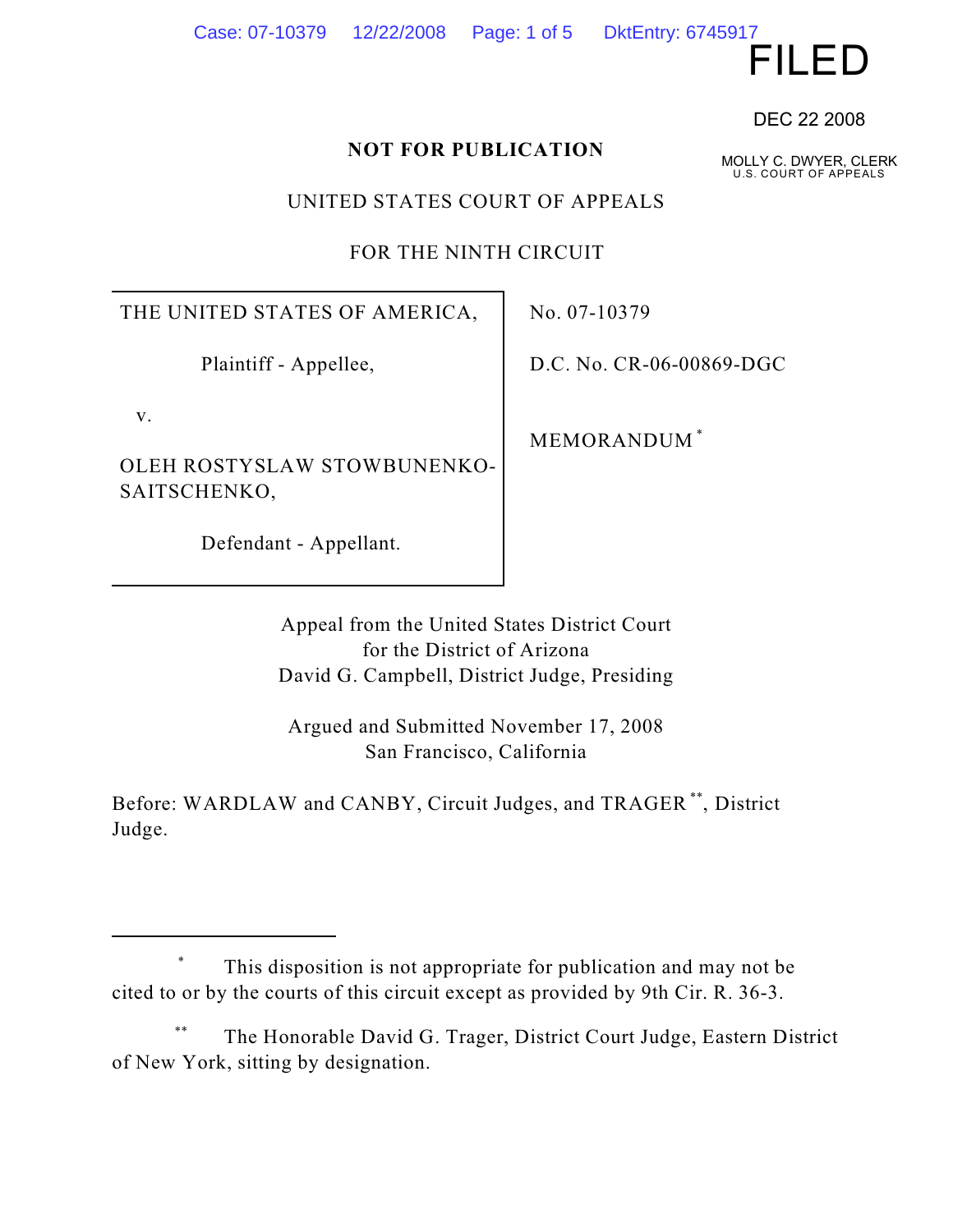FILED

DEC 22 2008

MOLLY C. DWYER, CLERK
U.S. COURT OF APPEALS

**NOT FOR PUBLICATION**

UNITED STATES COURT OF APPEALS

FOR THE NINTH CIRCUIT

| | |
|---|---|
| THE UNITED STATES OF AMERICA, Plaintiff - Appellee, v. OLEH ROSTYSLAW STOWBUNENKO-SAITSCHENKO, Defendant - Appellant. | No. 07-10379 D.C. No. CR-06-00869-DGC MEMORANDUM [*] |

Appeal from the United States District Court
for the District of Arizona
David G. Campbell, District Judge, Presiding

Argued and Submitted November 17, 2008
San Francisco, California

Before: WARDLAW and CANBY, Circuit Judges, and TRAGER [**], District Judge.

---

[*] This disposition is not appropriate for publication and may not be cited to or by the courts of this circuit except as provided by 9th Cir. R. 36-3.

[**] The Honorable David G. Trager, District Court Judge, Eastern District of New York, sitting by designation.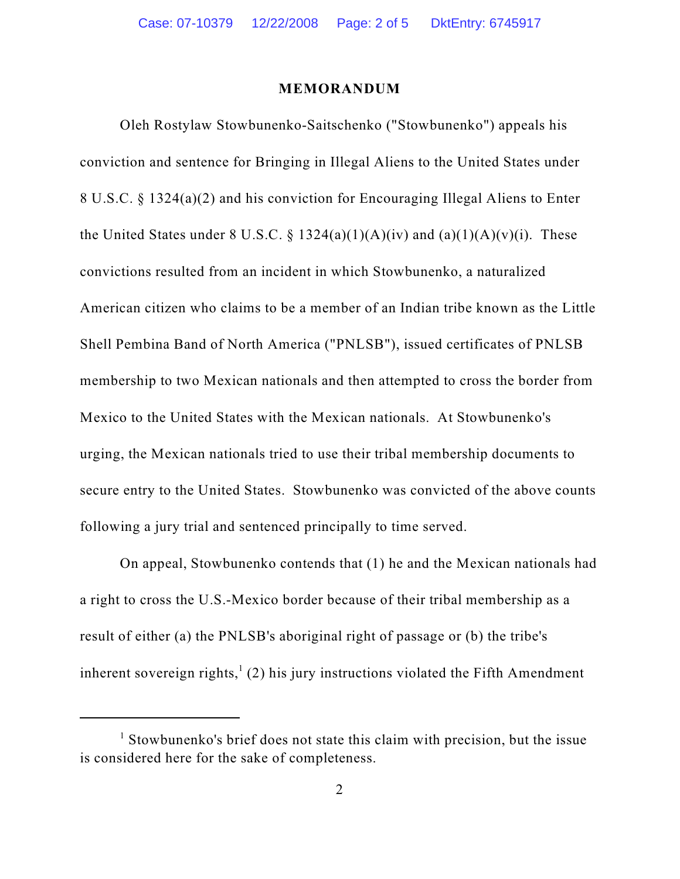# MEMORANDUM

Oleh Rostylaw Stowbunenko-Saitschenko ("Stowbunenko") appeals his conviction and sentence for Bringing in Illegal Aliens to the United States under 8 U.S.C. § 1324(a)(2) and his conviction for Encouraging Illegal Aliens to Enter the United States under 8 U.S.C. § 1324(a)(1)(A)(iv) and (a)(1)(A)(v)(i). These convictions resulted from an incident in which Stowbunenko, a naturalized American citizen who claims to be a member of an Indian tribe known as the Little Shell Pembina Band of North America ("PNLSB"), issued certificates of PNLSB membership to two Mexican nationals and then attempted to cross the border from Mexico to the United States with the Mexican nationals. At Stowbunenko's urging, the Mexican nationals tried to use their tribal membership documents to secure entry to the United States. Stowbunenko was convicted of the above counts following a jury trial and sentenced principally to time served.

On appeal, Stowbunenko contends that (1) he and the Mexican nationals had a right to cross the U.S.-Mexico border because of their tribal membership as a result of either (a) the PNLSB's aboriginal right of passage or (b) the tribe's inherent sovereign rights,[1] (2) his jury instructions violated the Fifth Amendment

---

[1] Stowbunenko's brief does not state this claim with precision, but the issue is considered here for the sake of completeness.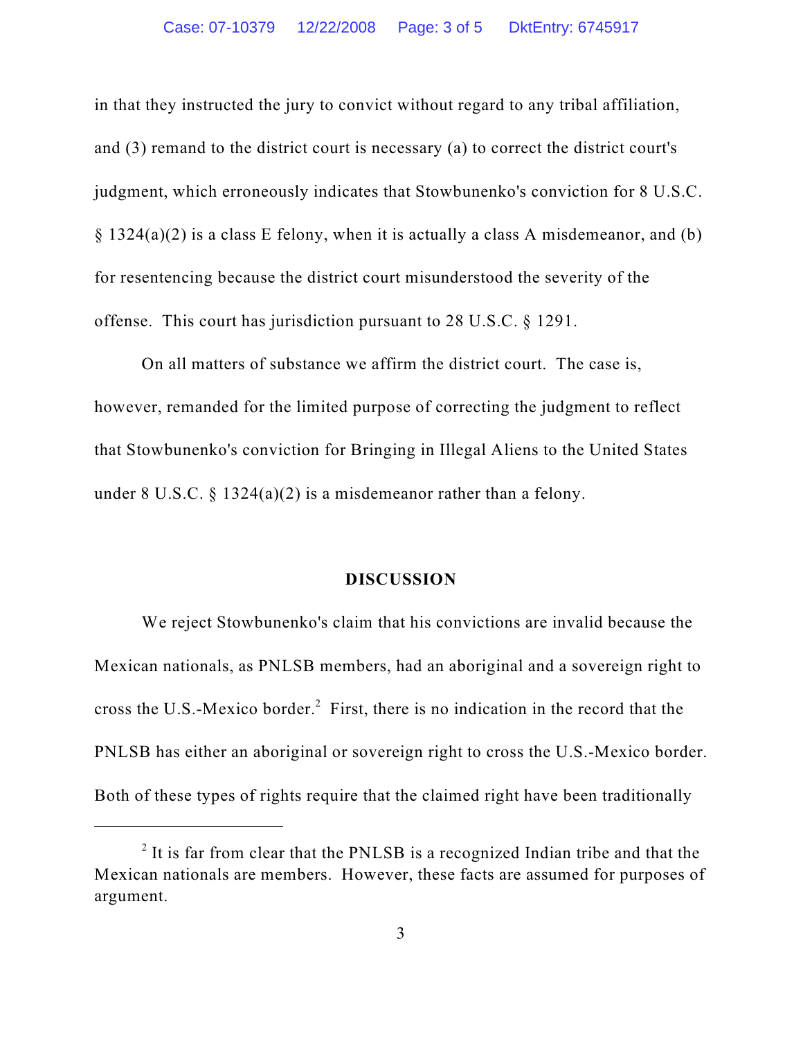in that they instructed the jury to convict without regard to any tribal affiliation, and (3) remand to the district court is necessary (a) to correct the district court's judgment, which erroneously indicates that Stowbunenko's conviction for 8 U.S.C. § 1324(a)(2) is a class E felony, when it is actually a class A misdemeanor, and (b) for resentencing because the district court misunderstood the severity of the offense. This court has jurisdiction pursuant to 28 U.S.C. § 1291.

On all matters of substance we affirm the district court. The case is, however, remanded for the limited purpose of correcting the judgment to reflect that Stowbunenko's conviction for Bringing in Illegal Aliens to the United States under 8 U.S.C. § 1324(a)(2) is a misdemeanor rather than a felony.

## DISCUSSION

We reject Stowbunenko's claim that his convictions are invalid because the Mexican nationals, as PNLSB members, had an aboriginal and a sovereign right to cross the U.S.-Mexico border.[2] First, there is no indication in the record that the PNLSB has either an aboriginal or sovereign right to cross the U.S.-Mexico border. Both of these types of rights require that the claimed right have been traditionally

---

[2] It is far from clear that the PNLSB is a recognized Indian tribe and that the Mexican nationals are members. However, these facts are assumed for purposes of argument.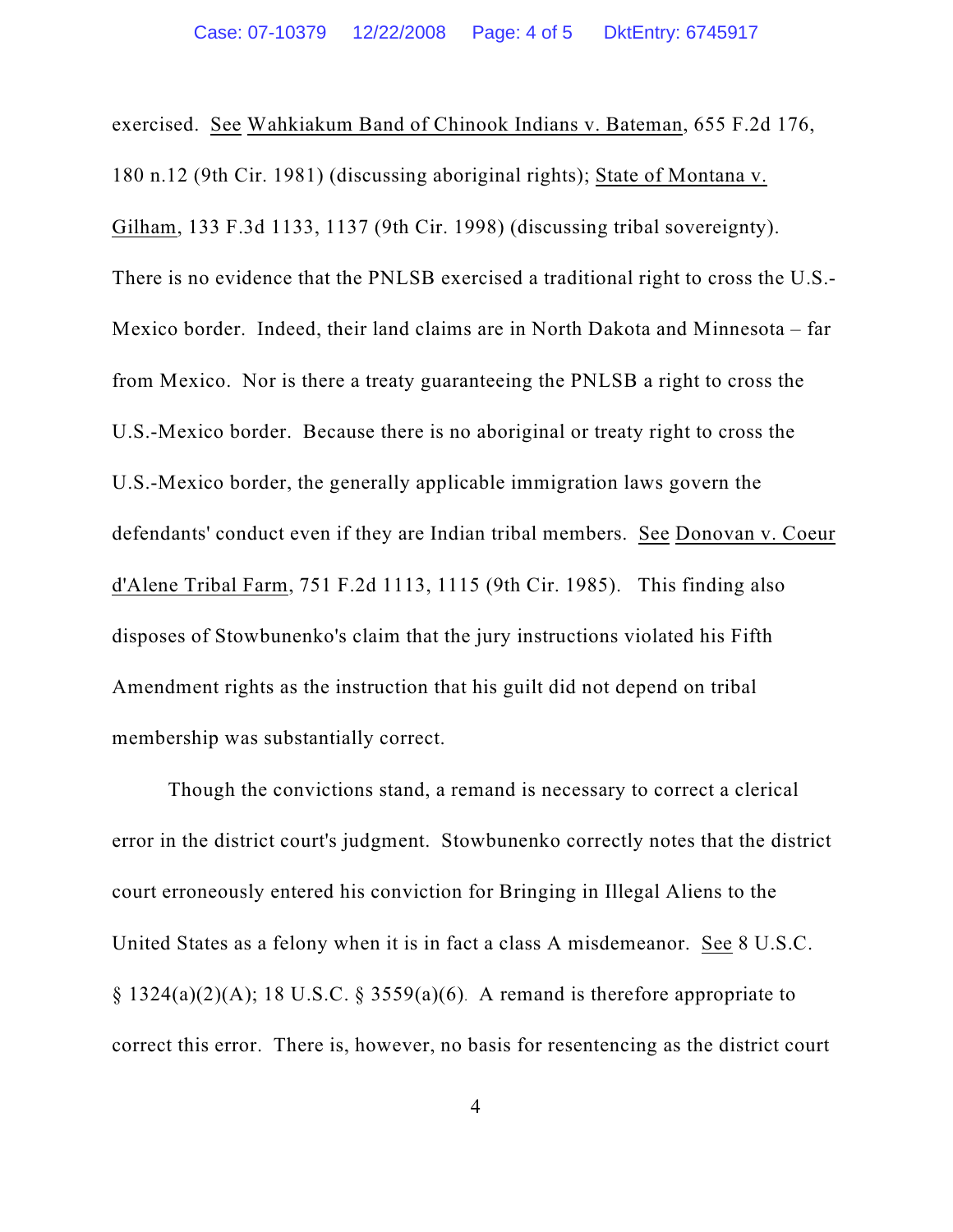exercised. See Wahkiakum Band of Chinook Indians v. Bateman, 655 F.2d 176, 180 n.12 (9th Cir. 1981) (discussing aboriginal rights); State of Montana v. Gilham, 133 F.3d 1133, 1137 (9th Cir. 1998) (discussing tribal sovereignty). There is no evidence that the PNLSB exercised a traditional right to cross the U.S.-Mexico border. Indeed, their land claims are in North Dakota and Minnesota – far from Mexico. Nor is there a treaty guaranteeing the PNLSB a right to cross the U.S.-Mexico border. Because there is no aboriginal or treaty right to cross the U.S.-Mexico border, the generally applicable immigration laws govern the defendants' conduct even if they are Indian tribal members. See Donovan v. Coeur d'Alene Tribal Farm, 751 F.2d 1113, 1115 (9th Cir. 1985). This finding also disposes of Stowbunenko's claim that the jury instructions violated his Fifth Amendment rights as the instruction that his guilt did not depend on tribal membership was substantially correct.

Though the convictions stand, a remand is necessary to correct a clerical error in the district court's judgment. Stowbunenko correctly notes that the district court erroneously entered his conviction for Bringing in Illegal Aliens to the United States as a felony when it is in fact a class A misdemeanor. See 8 U.S.C. § 1324(a)(2)(A); 18 U.S.C. § 3559(a)(6). A remand is therefore appropriate to correct this error. There is, however, no basis for resentencing as the district court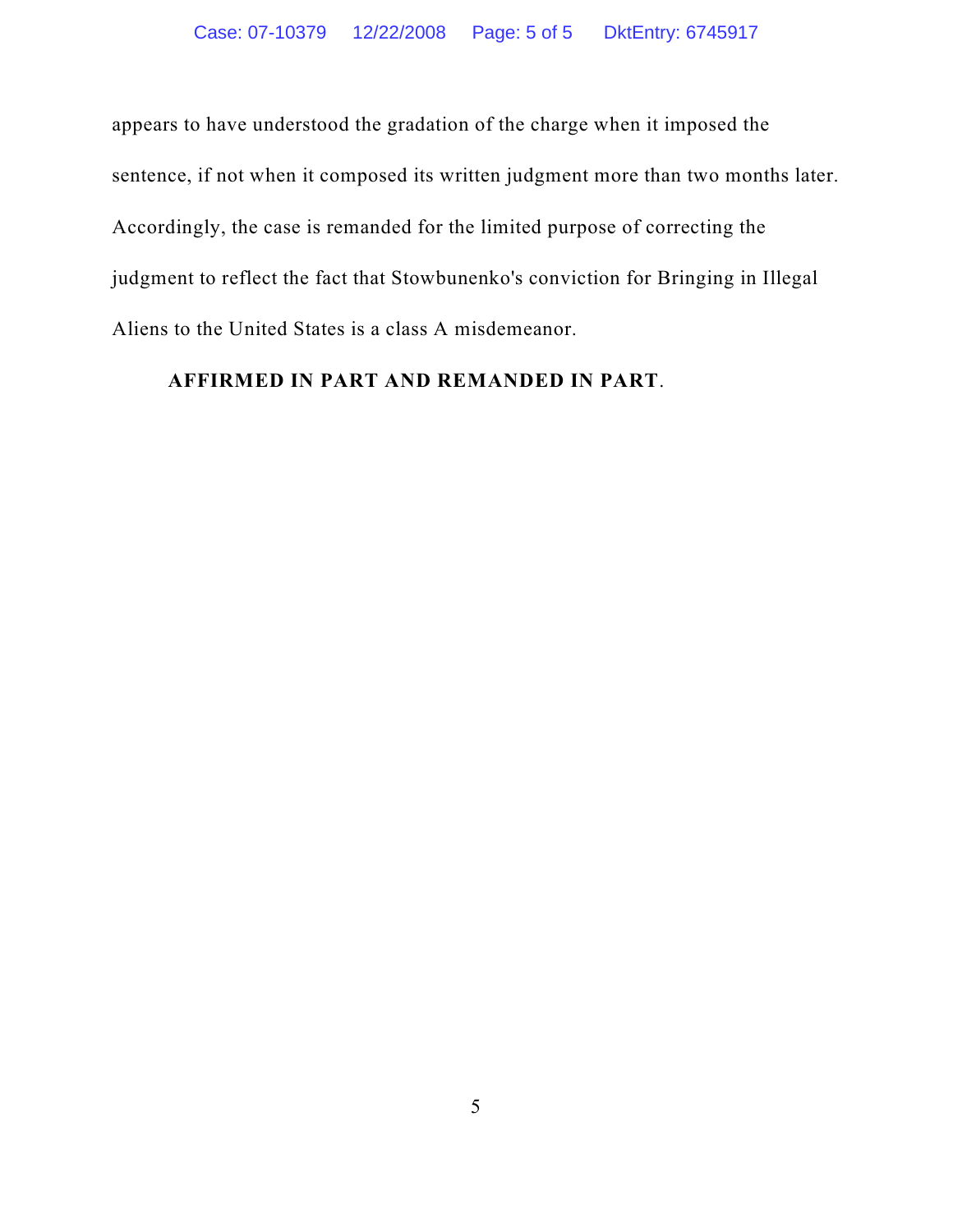appears to have understood the gradation of the charge when it imposed the sentence, if not when it composed its written judgment more than two months later. Accordingly, the case is remanded for the limited purpose of correcting the judgment to reflect the fact that Stowbunenko's conviction for Bringing in Illegal Aliens to the United States is a class A misdemeanor.

**AFFIRMED IN PART AND REMANDED IN PART**.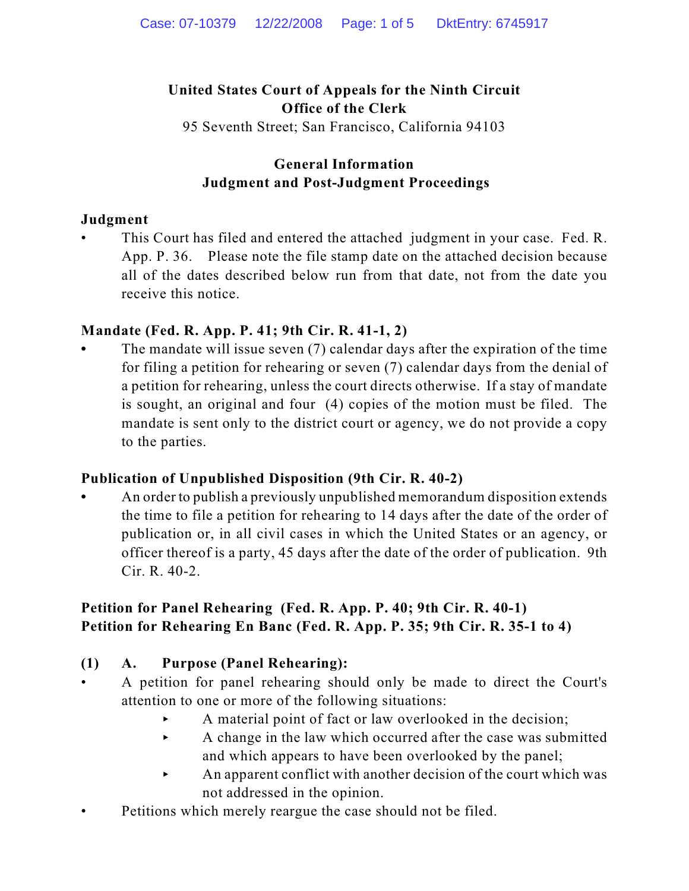**United States Court of Appeals for the Ninth Circuit**
**Office of the Clerk**
95 Seventh Street; San Francisco, California 94103

## General Information
## Judgment and Post-Judgment Proceedings

### Judgment

- This Court has filed and entered the attached judgment in your case. Fed. R. App. P. 36. Please note the file stamp date on the attached decision because all of the dates described below run from that date, not from the date you receive this notice.

### Mandate (Fed. R. App. P. 41; 9th Cir. R. 41-1, 2)

- The mandate will issue seven (7) calendar days after the expiration of the time for filing a petition for rehearing or seven (7) calendar days from the denial of a petition for rehearing, unless the court directs otherwise. If a stay of mandate is sought, an original and four (4) copies of the motion must be filed. The mandate is sent only to the district court or agency, we do not provide a copy to the parties.

### Publication of Unpublished Disposition (9th Cir. R. 40-2)

- An order to publish a previously unpublished memorandum disposition extends the time to file a petition for rehearing to 14 days after the date of the order of publication or, in all civil cases in which the United States or an agency, or officer thereof is a party, 45 days after the date of the order of publication. 9th Cir. R. 40-2.

### Petition for Panel Rehearing (Fed. R. App. P. 40; 9th Cir. R. 40-1)
### Petition for Rehearing En Banc (Fed. R. App. P. 35; 9th Cir. R. 35-1 to 4)

**(1) A. Purpose (Panel Rehearing):**

- A petition for panel rehearing should only be made to direct the Court's attention to one or more of the following situations:
  - A material point of fact or law overlooked in the decision;
  - A change in the law which occurred after the case was submitted and which appears to have been overlooked by the panel;
  - An apparent conflict with another decision of the court which was not addressed in the opinion.
- Petitions which merely reargue the case should not be filed.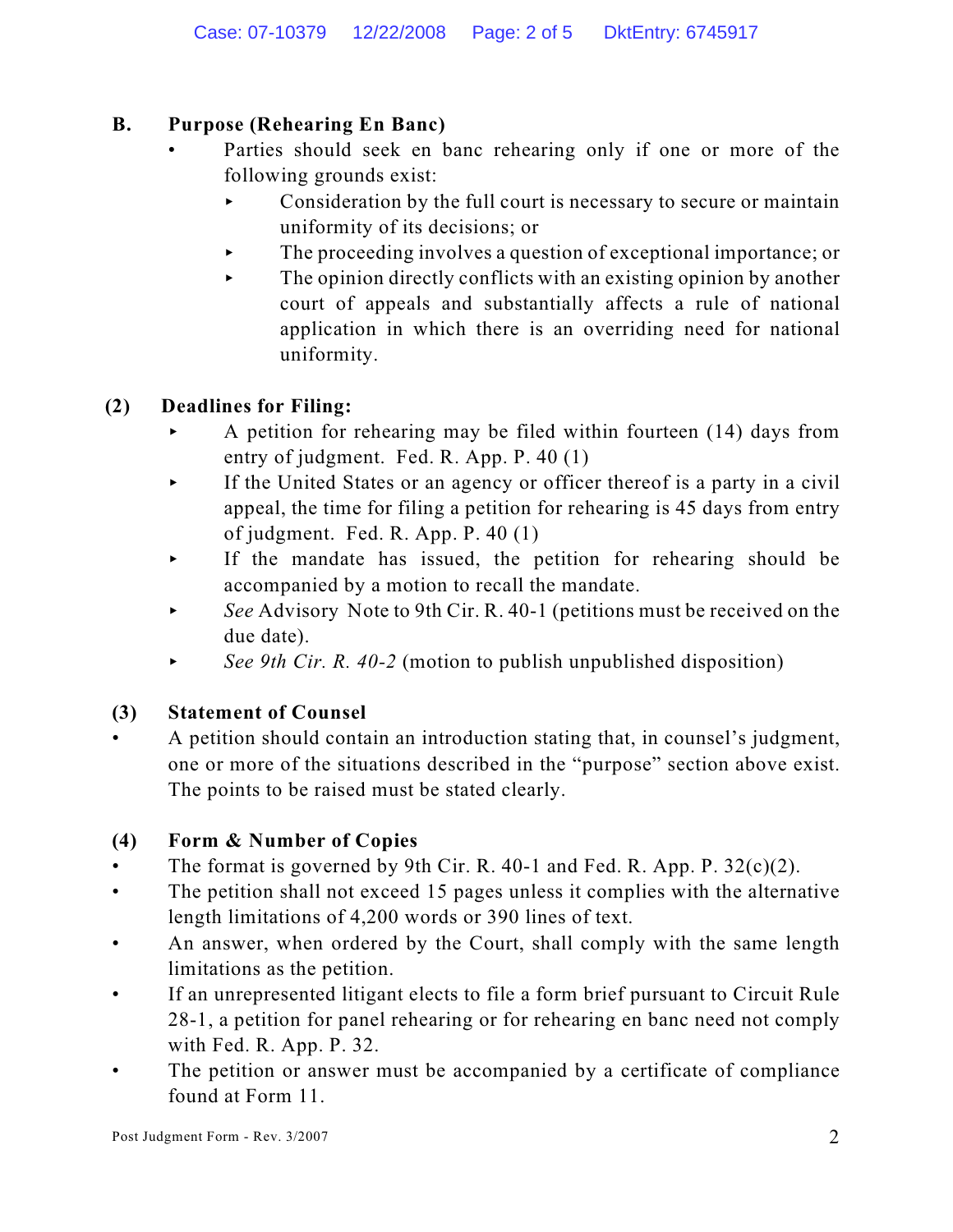## B. Purpose (Rehearing En Banc)

- Parties should seek en banc rehearing only if one or more of the following grounds exist:
  - Consideration by the full court is necessary to secure or maintain uniformity of its decisions; or
  - The proceeding involves a question of exceptional importance; or
  - The opinion directly conflicts with an existing opinion by another court of appeals and substantially affects a rule of national application in which there is an overriding need for national uniformity.

## (2) Deadlines for Filing:

- A petition for rehearing may be filed within fourteen (14) days from entry of judgment. Fed. R. App. P. 40 (1)
- If the United States or an agency or officer thereof is a party in a civil appeal, the time for filing a petition for rehearing is 45 days from entry of judgment. Fed. R. App. P. 40 (1)
- If the mandate has issued, the petition for rehearing should be accompanied by a motion to recall the mandate.
- *See* Advisory Note to 9th Cir. R. 40-1 (petitions must be received on the due date).
- *See 9th Cir. R. 40-2* (motion to publish unpublished disposition)

## (3) Statement of Counsel

- A petition should contain an introduction stating that, in counsel's judgment, one or more of the situations described in the "purpose" section above exist. The points to be raised must be stated clearly.

## (4) Form & Number of Copies

- The format is governed by 9th Cir. R. 40-1 and Fed. R. App. P. 32(c)(2).
- The petition shall not exceed 15 pages unless it complies with the alternative length limitations of 4,200 words or 390 lines of text.
- An answer, when ordered by the Court, shall comply with the same length limitations as the petition.
- If an unrepresented litigant elects to file a form brief pursuant to Circuit Rule 28-1, a petition for panel rehearing or for rehearing en banc need not comply with Fed. R. App. P. 32.
- The petition or answer must be accompanied by a certificate of compliance found at Form 11.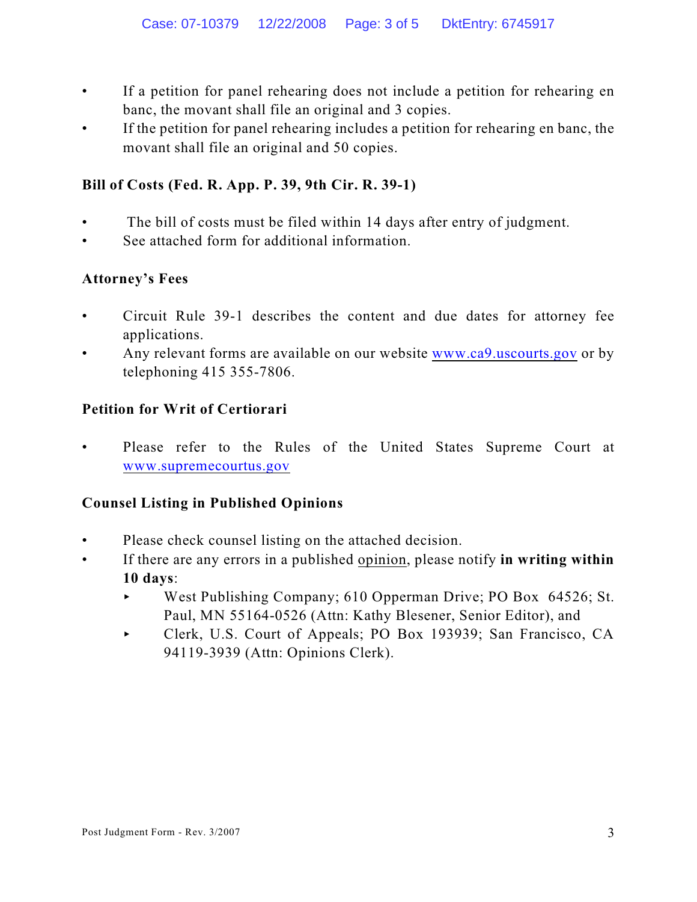- If a petition for panel rehearing does not include a petition for rehearing en banc, the movant shall file an original and 3 copies.
- If the petition for panel rehearing includes a petition for rehearing en banc, the movant shall file an original and 50 copies.

**Bill of Costs (Fed. R. App. P. 39, 9th Cir. R. 39-1)**

- The bill of costs must be filed within 14 days after entry of judgment.
- See attached form for additional information.

**Attorney's Fees**

- Circuit Rule 39-1 describes the content and due dates for attorney fee applications.
- Any relevant forms are available on our website www.ca9.uscourts.gov or by telephoning 415 355-7806.

**Petition for Writ of Certiorari**

- Please refer to the Rules of the United States Supreme Court at www.supremecourtus.gov

**Counsel Listing in Published Opinions**

- Please check counsel listing on the attached decision.
- If there are any errors in a published opinion, please notify **in writing within 10 days**:
  - West Publishing Company; 610 Opperman Drive; PO Box 64526; St. Paul, MN 55164-0526 (Attn: Kathy Blesener, Senior Editor), and
  - Clerk, U.S. Court of Appeals; PO Box 193939; San Francisco, CA 94119-3939 (Attn: Opinions Clerk).

Post Judgment Form - Rev. 3/2007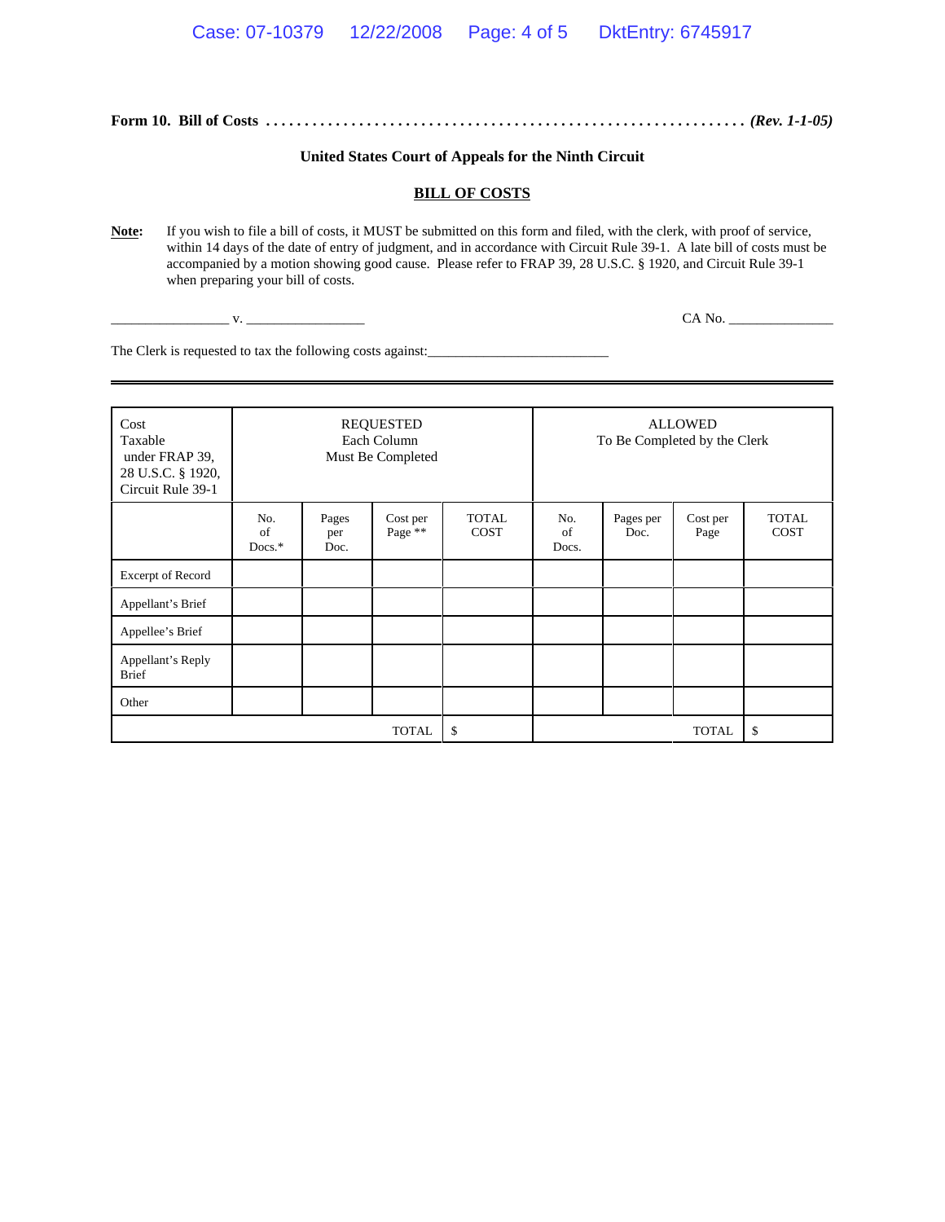**Form 10. Bill of Costs** . . . . . . . . . . . . . . . . . . . . . . . . . . . . . . . . . . . . . . . . . . . . . . . . . . . . . . . . . . . . *(Rev. 1-1-05)*

**United States Court of Appeals for the Ninth Circuit**

**BILL OF COSTS**

**Note:** If you wish to file a bill of costs, it MUST be submitted on this form and filed, with the clerk, with proof of service, within 14 days of the date of entry of judgment, and in accordance with Circuit Rule 39-1. A late bill of costs must be accompanied by a motion showing good cause. Please refer to FRAP 39, 28 U.S.C. § 1920, and Circuit Rule 39-1 when preparing your bill of costs.

________________ v. ________________ CA No. _______________

The Clerk is requested to tax the following costs against:_________________________

| Cost Taxable under FRAP 39, 28 U.S.C. § 1920, Circuit Rule 39-1 | REQUESTED Each Column Must Be Completed | | | | ALLOWED To Be Completed by the Clerk | | | |
|---|---|---|---|---|---|---|---|---|
| | No. of Docs.* | Pages per Doc. | Cost per Page ** | TOTAL COST | No. of Docs. | Pages per Doc. | Cost per Page | TOTAL COST |
| Excerpt of Record | | | | | | | | |
| Appellant's Brief | | | | | | | | |
| Appellee's Brief | | | | | | | | |
| Appellant's Reply Brief | | | | | | | | |
| Other | | | | | | | | |
| | | | TOTAL | $ | | | TOTAL | $ |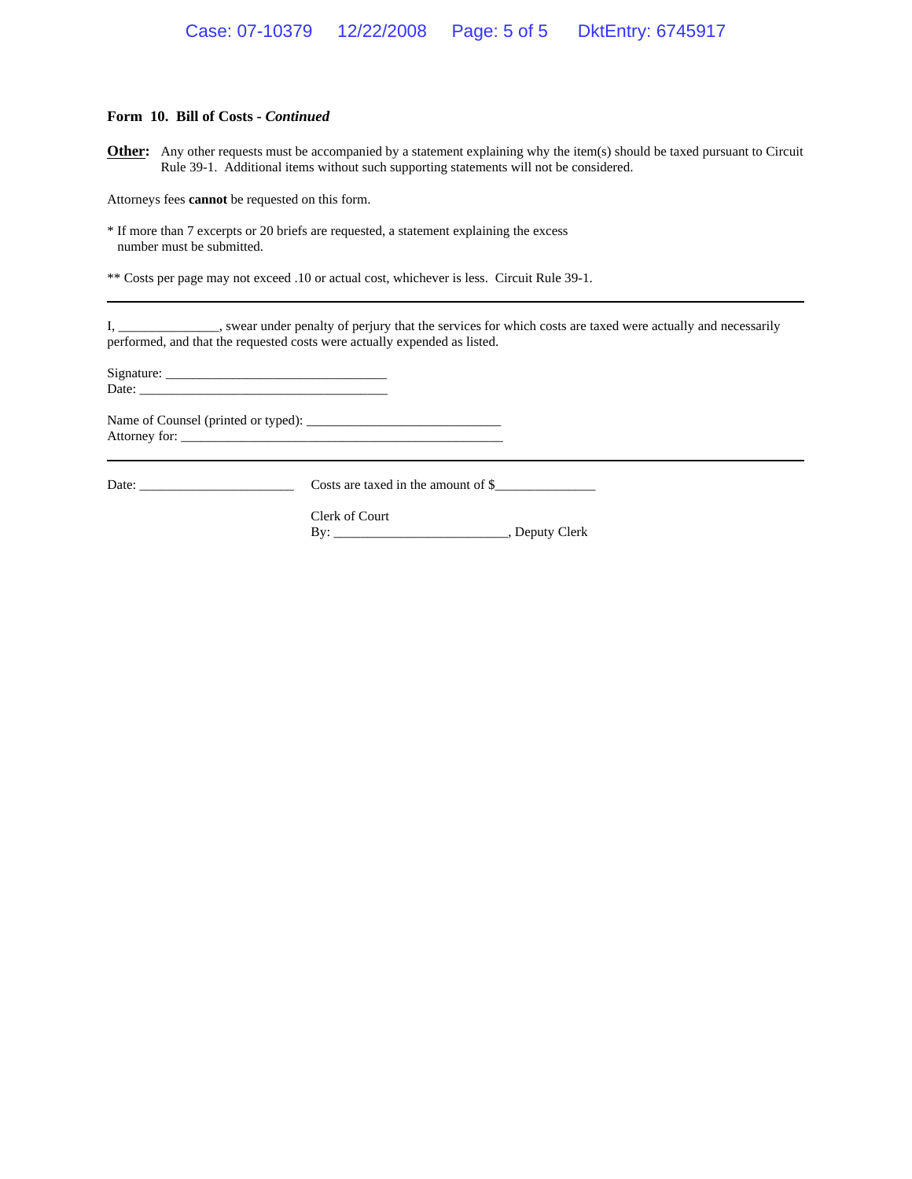**Form 10. Bill of Costs - *Continued***

**Other:** Any other requests must be accompanied by a statement explaining why the item(s) should be taxed pursuant to Circuit Rule 39-1. Additional items without such supporting statements will not be considered.

Attorneys fees **cannot** be requested on this form.

* If more than 7 excerpts or 20 briefs are requested, a statement explaining the excess number must be submitted.

** Costs per page may not exceed .10 or actual cost, whichever is less. Circuit Rule 39-1.

---

I, _______________, swear under penalty of perjury that the services for which costs are taxed were actually and necessarily performed, and that the requested costs were actually expended as listed.

Signature: ________________________________
Date: ____________________________________

Name of Counsel (printed or typed): ____________________________
Attorney for: _______________________________________________

---

Date: _______________________ Costs are taxed in the amount of $_______________

Clerk of Court
By: __________________________, Deputy Clerk